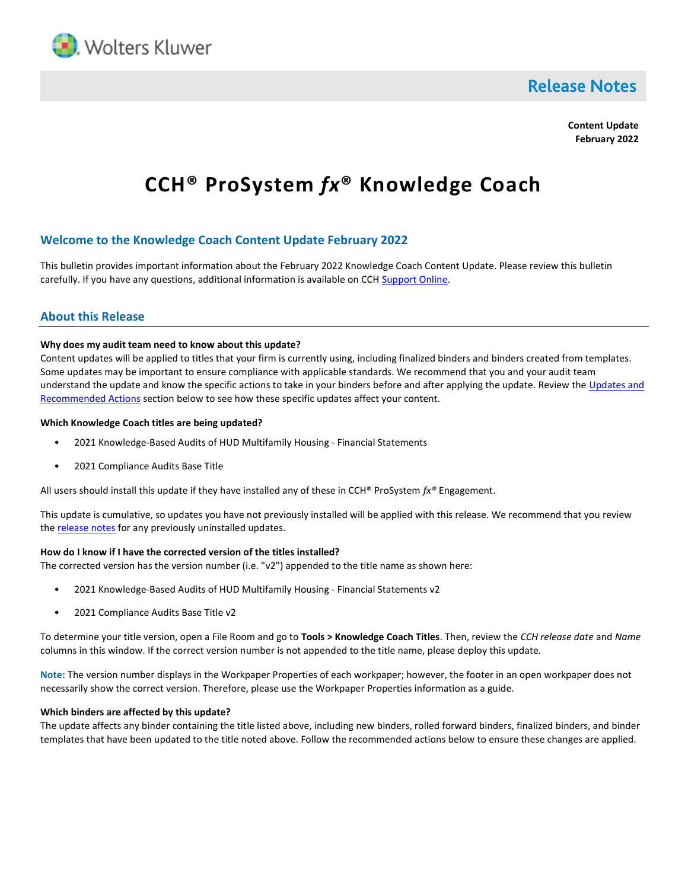Wolters Kluwer

# Release Notes

**Content Update**
**February 2022**

# CCH® ProSystem *fx*® Knowledge Coach

## Welcome to the Knowledge Coach Content Update February 2022

This bulletin provides important information about the February 2022 Knowledge Coach Content Update. Please review this bulletin carefully. If you have any questions, additional information is available on CCH [Support Online](#).

## About this Release

**Why does my audit team need to know about this update?**

Content updates will be applied to titles that your firm is currently using, including finalized binders and binders created from templates. Some updates may be important to ensure compliance with applicable standards. We recommend that you and your audit team understand the update and know the specific actions to take in your binders before and after applying the update. Review the [Updates and Recommended Actions](#) section below to see how these specific updates affect your content.

**Which Knowledge Coach titles are being updated?**

- 2021 Knowledge-Based Audits of HUD Multifamily Housing - Financial Statements
- 2021 Compliance Audits Base Title

All users should install this update if they have installed any of these in CCH® ProSystem *fx*® Engagement.

This update is cumulative, so updates you have not previously installed will be applied with this release. We recommend that you review the [release notes](#) for any previously uninstalled updates.

**How do I know if I have the corrected version of the titles installed?**

The corrected version has the version number (i.e. "v2") appended to the title name as shown here:

- 2021 Knowledge-Based Audits of HUD Multifamily Housing - Financial Statements v2
- 2021 Compliance Audits Base Title v2

To determine your title version, open a File Room and go to **Tools > Knowledge Coach Titles**. Then, review the *CCH release date* and *Name* columns in this window. If the correct version number is not appended to the title name, please deploy this update.

**Note:** The version number displays in the Workpaper Properties of each workpaper; however, the footer in an open workpaper does not necessarily show the correct version. Therefore, please use the Workpaper Properties information as a guide.

**Which binders are affected by this update?**

The update affects any binder containing the title listed above, including new binders, rolled forward binders, finalized binders, and binder templates that have been updated to the title noted above. Follow the recommended actions below to ensure these changes are applied.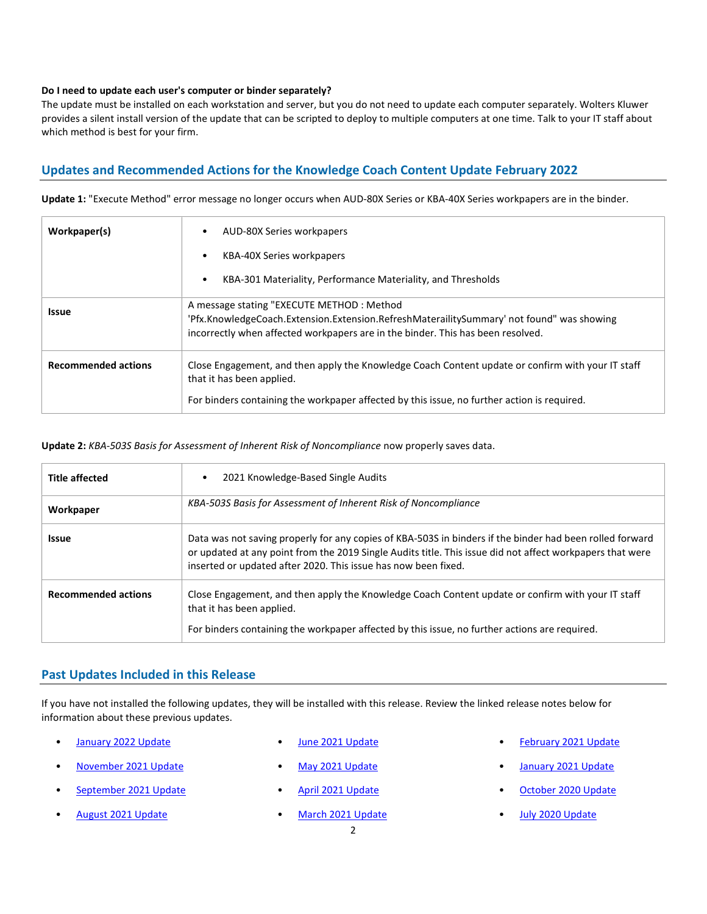**Do I need to update each user's computer or binder separately?**
The update must be installed on each workstation and server, but you do not need to update each computer separately. Wolters Kluwer provides a silent install version of the update that can be scripted to deploy to multiple computers at one time. Talk to your IT staff about which method is best for your firm.

## Updates and Recommended Actions for the Knowledge Coach Content Update February 2022

**Update 1:** "Execute Method" error message no longer occurs when AUD-80X Series or KBA-40X Series workpapers are in the binder.

| | |
|---|---|
| **Workpaper(s)** | • AUD-80X Series workpapers<br>• KBA-40X Series workpapers<br>• KBA-301 Materiality, Performance Materiality, and Thresholds |
| **Issue** | A message stating "EXECUTE METHOD : Method 'Pfx.KnowledgeCoach.Extension.Extension.RefreshMateraility Summary' not found" was showing incorrectly when affected workpapers are in the binder. This has been resolved. |
| **Recommended actions** | Close Engagement, and then apply the Knowledge Coach Content update or confirm with your IT staff that it has been applied.<br>For binders containing the workpaper affected by this issue, no further action is required. |

**Update 2:** *KBA-503S Basis for Assessment of Inherent Risk of Noncompliance* now properly saves data.

| | |
|---|---|
| **Title affected** | • 2021 Knowledge-Based Single Audits |
| **Workpaper** | *KBA-503S Basis for Assessment of Inherent Risk of Noncompliance* |
| **Issue** | Data was not saving properly for any copies of KBA-503S in binders if the binder had been rolled forward or updated at any point from the 2019 Single Audits title. This issue did not affect workpapers that were inserted or updated after 2020. This issue has now been fixed. |
| **Recommended actions** | Close Engagement, and then apply the Knowledge Coach Content update or confirm with your IT staff that it has been applied.<br>For binders containing the workpaper affected by this issue, no further actions are required. |

## Past Updates Included in this Release

If you have not installed the following updates, they will be installed with this release. Review the linked release notes below for information about these previous updates.

- January 2022 Update
- November 2021 Update
- September 2021 Update
- August 2021 Update
- June 2021 Update
- May 2021 Update
- April 2021 Update
- March 2021 Update
- February 2021 Update
- January 2021 Update
- October 2020 Update
- July 2020 Update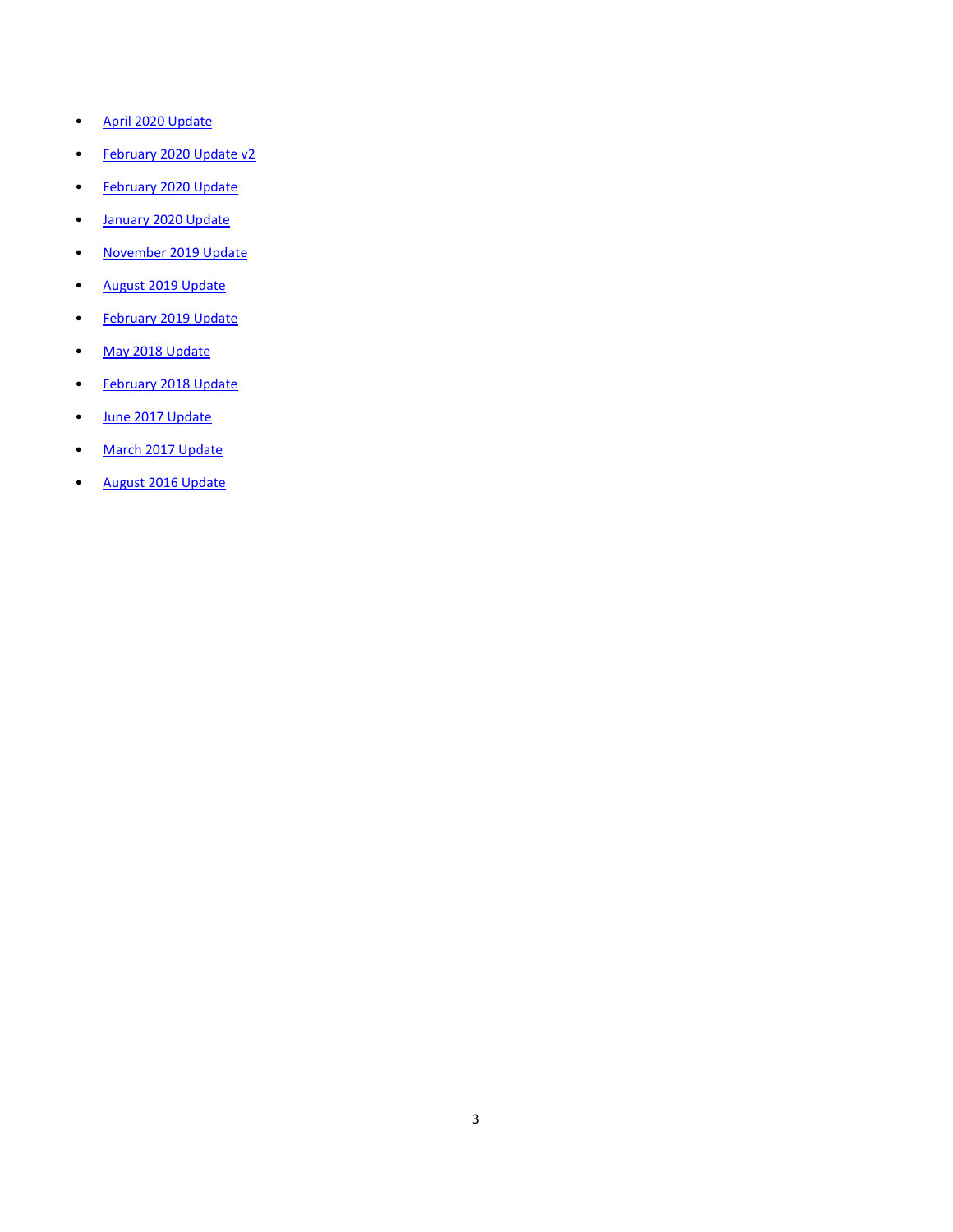- April 2020 Update
- February 2020 Update v2
- February 2020 Update
- January 2020 Update
- November 2019 Update
- August 2019 Update
- February 2019 Update
- May 2018 Update
- February 2018 Update
- June 2017 Update
- March 2017 Update
- August 2016 Update